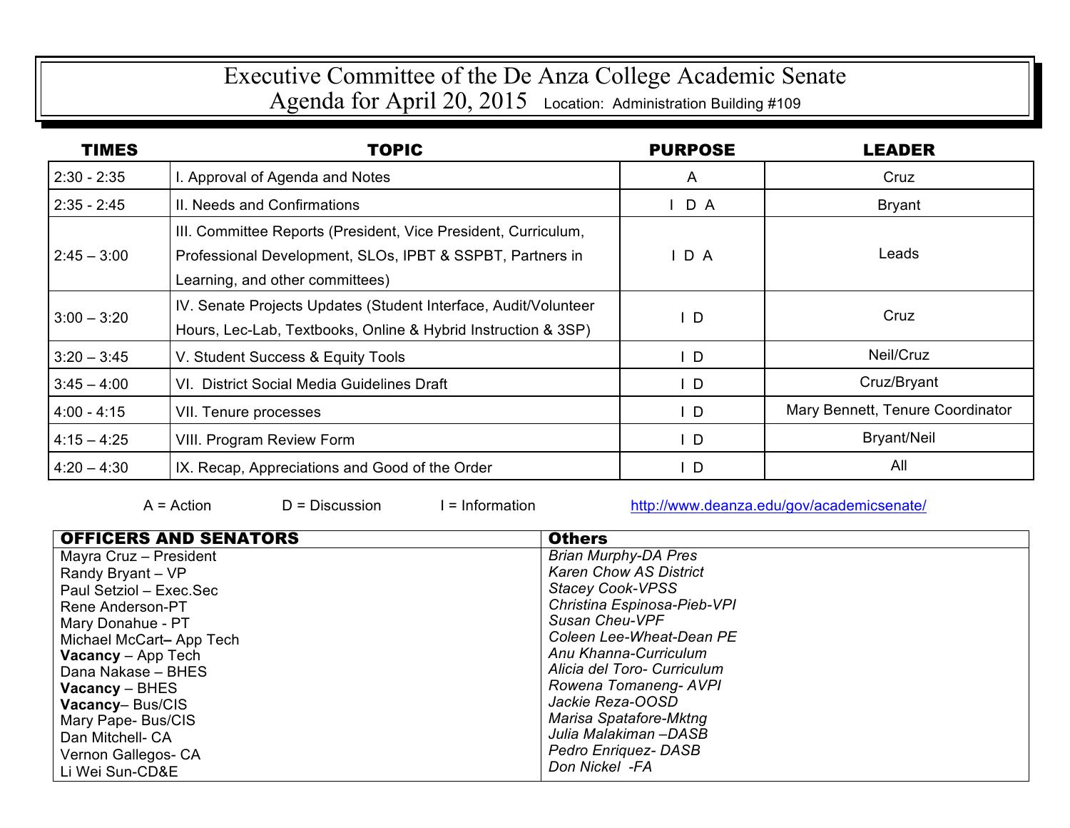# Executive Committee of the De Anza College Academic Senate

## Agenda for April 20, 2015 Location: Administration Building #109

| TIMES | TOPIC | PURPOSE | LEADER |
|---|---|---|---|
| 2:30 - 2:35 | I. Approval of Agenda and Notes | A | Cruz |
| 2:35 - 2:45 | II. Needs and Confirmations | I D A | Bryant |
| 2:45 – 3:00 | III. Committee Reports (President, Vice President, Curriculum, Professional Development, SLOs, IPBT & SSPBT, Partners in Learning, and other committees) | I D A | Leads |
| 3:00 – 3:20 | IV. Senate Projects Updates (Student Interface, Audit/Volunteer Hours, Lec-Lab, Textbooks, Online & Hybrid Instruction & 3SP) | I D | Cruz |
| 3:20 – 3:45 | V. Student Success & Equity Tools | I D | Neil/Cruz |
| 3:45 – 4:00 | VI. District Social Media Guidelines Draft | I D | Cruz/Bryant |
| 4:00 - 4:15 | VII. Tenure processes | I D | Mary Bennett, Tenure Coordinator |
| 4:15 – 4:25 | VIII. Program Review Form | I D | Bryant/Neil |
| 4:20 – 4:30 | IX. Recap, Appreciations and Good of the Order | I D | All |

A = Action D = Discussion I = Information http://www.deanza.edu/gov/academicsenate/

| OFFICERS AND SENATORS | Others |
|---|---|
| Mayra Cruz – President | *Brian Murphy-DA Pres* |
| Randy Bryant – VP | *Karen Chow AS District* |
| Paul Setziol – Exec.Sec | *Stacey Cook-VPSS* |
| Rene Anderson-PT | *Christina Espinosa-Pieb-VPI* |
| Mary Donahue - PT | *Susan Cheu-VPF* |
| Michael McCart– App Tech | *Coleen Lee-Wheat-Dean PE* |
| **Vacancy** – App Tech | *Anu Khanna-Curriculum* |
| Dana Nakase – BHES | *Alicia del Toro- Curriculum* |
| **Vacancy** – BHES | *Rowena Tomaneng- AVPI* |
| **Vacancy**– Bus/CIS | *Jackie Reza-OOSD* |
| Mary Pape- Bus/CIS | *Marisa Spatafore-Mktng* |
| Dan Mitchell- CA | *Julia Malakiman –DASB* |
| Vernon Gallegos- CA | *Pedro Enriquez- DASB* |
| Li Wei Sun-CD&E | *Don Nickel -FA* |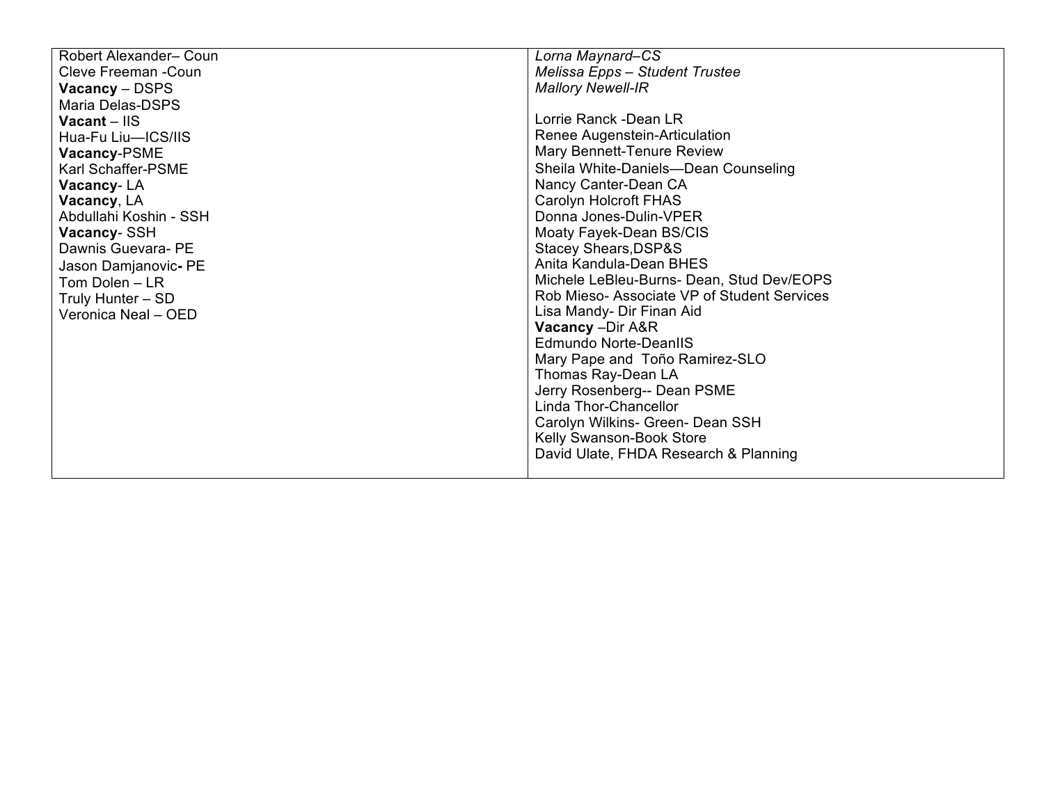| | |
|---|---|
| Robert Alexander– Coun<br>Cleve Freeman -Coun<br>**Vacancy** – DSPS<br>Maria Delas-DSPS<br>**Vacant** – IIS<br>Hua-Fu Liu—ICS/IIS<br>**Vacancy**-PSME<br>Karl Schaffer-PSME<br>**Vacancy**- LA<br>**Vacancy**, LA<br>Abdullahi Koshin - SSH<br>**Vacancy**- SSH<br>Dawnis Guevara- PE<br>Jason Damjanovic**-** PE<br>Tom Dolen – LR<br>Truly Hunter – SD<br>Veronica Neal – OED | *Lorna Maynard–CS*<br>*Melissa Epps – Student Trustee*<br>*Mallory Newell-IR*<br><br>Lorrie Ranck -Dean LR<br>Renee Augenstein-Articulation<br>Mary Bennett-Tenure Review<br>Sheila White-Daniels—Dean Counseling<br>Nancy Canter-Dean CA<br>Carolyn Holcroft FHAS<br>Donna Jones-Dulin-VPER<br>Moaty Fayek-Dean BS/CIS<br>Stacey Shears,DSP&S<br>Anita Kandula-Dean BHES<br>Michele LeBleu-Burns- Dean, Stud Dev/EOPS<br>Rob Mieso- Associate VP of Student Services<br>Lisa Mandy- Dir Finan Aid<br>**Vacancy** –Dir A&R<br>Edmundo Norte-DeanIIS<br>Mary Pape and Toño Ramirez-SLO<br>Thomas Ray-Dean LA<br>Jerry Rosenberg-- Dean PSME<br>Linda Thor-Chancellor<br>Carolyn Wilkins- Green- Dean SSH<br>Kelly Swanson-Book Store<br>David Ulate, FHDA Research & Planning |